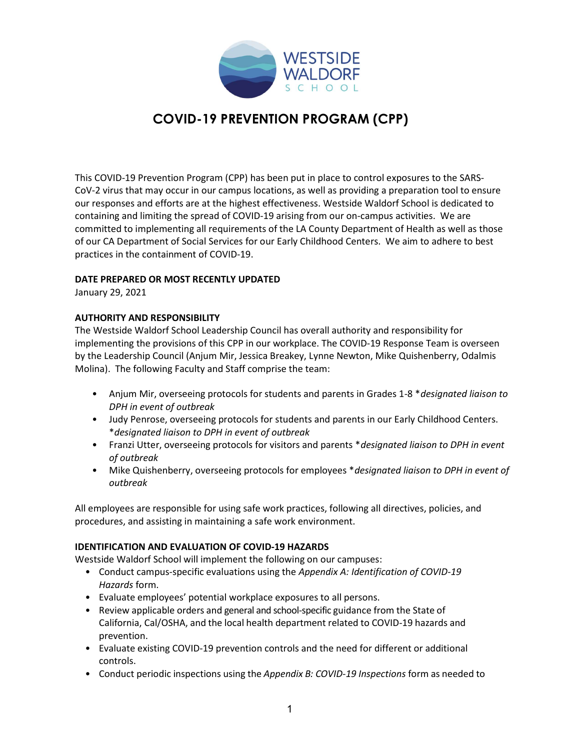# COVID-19 PREVENTION PROGRAM (CPP)

This COVID-19 Prevention Program (CPP) has been put in place to control exposures to the SARS-CoV-2 virus that may occur in our campus locations, as well as providing a preparation tool to ensure our responses and efforts are at the highest effectiveness. Westside Waldorf School is dedicated to containing and limiting the spread of COVID-19 arising from our on-campus activities. We are committed to implementing all requirements of the LA County Department of Health as well as those of our CA Department of Social Services for our Early Childhood Centers. We aim to adhere to best practices in the containment of COVID-19.

**DATE PREPARED OR MOST RECENTLY UPDATED**

January 29, 2021

**AUTHORITY AND RESPONSIBILITY**

The Westside Waldorf School Leadership Council has overall authority and responsibility for implementing the provisions of this CPP in our workplace. The COVID-19 Response Team is overseen by the Leadership Council (Anjum Mir, Jessica Breakey, Lynne Newton, Mike Quishenberry, Odalmis Molina). The following Faculty and Staff comprise the team:

- Anjum Mir, overseeing protocols for students and parents in Grades 1-8 **designated liaison to DPH in event of outbreak*
- Judy Penrose, overseeing protocols for students and parents in our Early Childhood Centers. **designated liaison to DPH in event of outbreak*
- Franzi Utter, overseeing protocols for visitors and parents **designated liaison to DPH in event of outbreak*
- Mike Quishenberry, overseeing protocols for employees **designated liaison to DPH in event of outbreak*

All employees are responsible for using safe work practices, following all directives, policies, and procedures, and assisting in maintaining a safe work environment.

**IDENTIFICATION AND EVALUATION OF COVID-19 HAZARDS**

Westside Waldorf School will implement the following on our campuses:

- Conduct campus-specific evaluations using the *Appendix A: Identification of COVID-19 Hazards* form.
- Evaluate employees' potential workplace exposures to all persons.
- Review applicable orders and general and school-specific guidance from the State of California, Cal/OSHA, and the local health department related to COVID-19 hazards and prevention.
- Evaluate existing COVID-19 prevention controls and the need for different or additional controls.
- Conduct periodic inspections using the *Appendix B: COVID-19 Inspections* form as needed to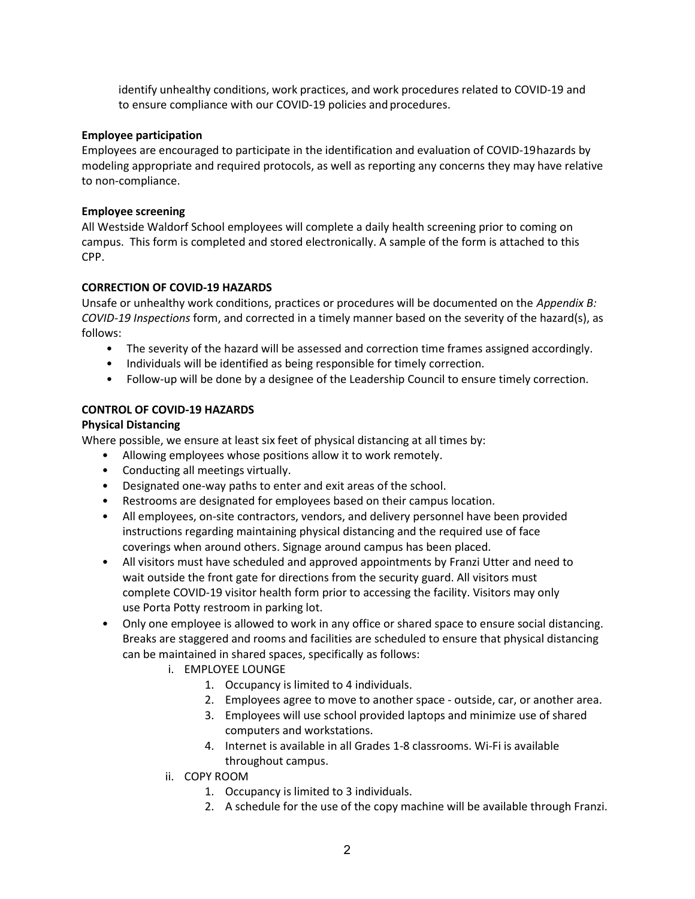identify unhealthy conditions, work practices, and work procedures related to COVID-19 and to ensure compliance with our COVID-19 policies and procedures.

**Employee participation**

Employees are encouraged to participate in the identification and evaluation of COVID-19 hazards by modeling appropriate and required protocols, as well as reporting any concerns they may have relative to non-compliance.

**Employee screening**

All Westside Waldorf School employees will complete a daily health screening prior to coming on campus. This form is completed and stored electronically. A sample of the form is attached to this CPP.

## CORRECTION OF COVID-19 HAZARDS

Unsafe or unhealthy work conditions, practices or procedures will be documented on the *Appendix B: COVID-19 Inspections* form, and corrected in a timely manner based on the severity of the hazard(s), as follows:

- The severity of the hazard will be assessed and correction time frames assigned accordingly.
- Individuals will be identified as being responsible for timely correction.
- Follow-up will be done by a designee of the Leadership Council to ensure timely correction.

## CONTROL OF COVID-19 HAZARDS

**Physical Distancing**

Where possible, we ensure at least six feet of physical distancing at all times by:

- Allowing employees whose positions allow it to work remotely.
- Conducting all meetings virtually.
- Designated one-way paths to enter and exit areas of the school.
- Restrooms are designated for employees based on their campus location.
- All employees, on-site contractors, vendors, and delivery personnel have been provided instructions regarding maintaining physical distancing and the required use of face coverings when around others. Signage around campus has been placed.
- All visitors must have scheduled and approved appointments by Franzi Utter and need to wait outside the front gate for directions from the security guard. All visitors must complete COVID-19 visitor health form prior to accessing the facility. Visitors may only use Porta Potty restroom in parking lot.
- Only one employee is allowed to work in any office or shared space to ensure social distancing. Breaks are staggered and rooms and facilities are scheduled to ensure that physical distancing can be maintained in shared spaces, specifically as follows:
    - i. EMPLOYEE LOUNGE
        1. Occupancy is limited to 4 individuals.
        2. Employees agree to move to another space - outside, car, or another area.
        3. Employees will use school provided laptops and minimize use of shared computers and workstations.
        4. Internet is available in all Grades 1-8 classrooms. Wi-Fi is available throughout campus.
    - ii. COPY ROOM
        1. Occupancy is limited to 3 individuals.
        2. A schedule for the use of the copy machine will be available through Franzi.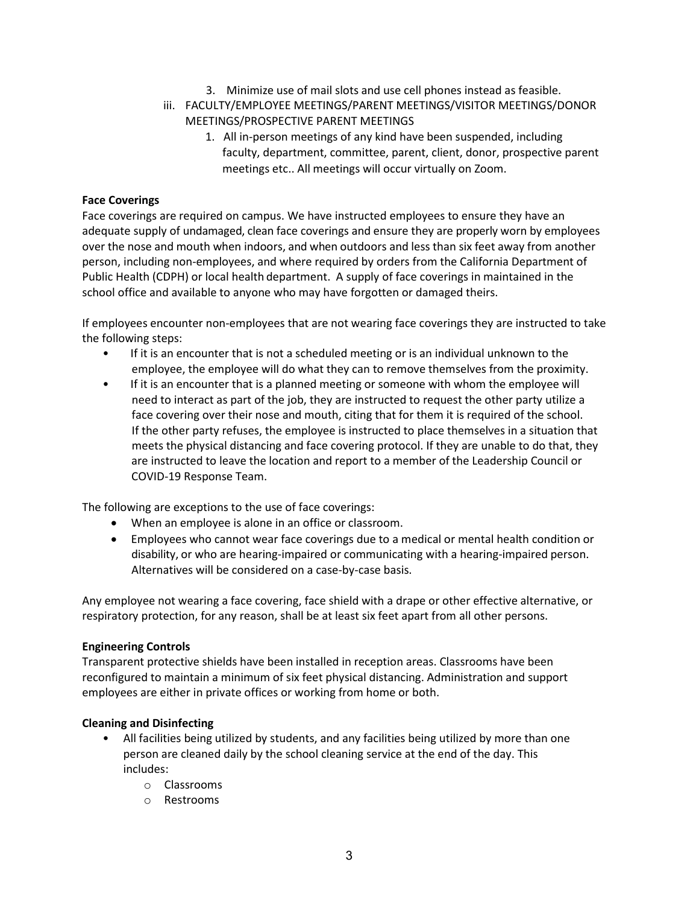3. Minimize use of mail slots and use cell phones instead as feasible.

iii. FACULTY/EMPLOYEE MEETINGS/PARENT MEETINGS/VISITOR MEETINGS/DONOR MEETINGS/PROSPECTIVE PARENT MEETINGS

1. All in-person meetings of any kind have been suspended, including faculty, department, committee, parent, client, donor, prospective parent meetings etc.. All meetings will occur virtually on Zoom.

**Face Coverings**

Face coverings are required on campus. We have instructed employees to ensure they have an adequate supply of undamaged, clean face coverings and ensure they are properly worn by employees over the nose and mouth when indoors, and when outdoors and less than six feet away from another person, including non-employees, and where required by orders from the California Department of Public Health (CDPH) or local health department. A supply of face coverings in maintained in the school office and available to anyone who may have forgotten or damaged theirs.

If employees encounter non-employees that are not wearing face coverings they are instructed to take the following steps:

- If it is an encounter that is not a scheduled meeting or is an individual unknown to the employee, the employee will do what they can to remove themselves from the proximity.
- If it is an encounter that is a planned meeting or someone with whom the employee will need to interact as part of the job, they are instructed to request the other party utilize a face covering over their nose and mouth, citing that for them it is required of the school. If the other party refuses, the employee is instructed to place themselves in a situation that meets the physical distancing and face covering protocol. If they are unable to do that, they are instructed to leave the location and report to a member of the Leadership Council or COVID-19 Response Team.

The following are exceptions to the use of face coverings:

- When an employee is alone in an office or classroom.
- Employees who cannot wear face coverings due to a medical or mental health condition or disability, or who are hearing-impaired or communicating with a hearing-impaired person. Alternatives will be considered on a case-by-case basis.

Any employee not wearing a face covering, face shield with a drape or other effective alternative, or respiratory protection, for any reason, shall be at least six feet apart from all other persons.

**Engineering Controls**

Transparent protective shields have been installed in reception areas. Classrooms have been reconfigured to maintain a minimum of six feet physical distancing. Administration and support employees are either in private offices or working from home or both.

**Cleaning and Disinfecting**

- All facilities being utilized by students, and any facilities being utilized by more than one person are cleaned daily by the school cleaning service at the end of the day. This includes:
  - Classrooms
  - Restrooms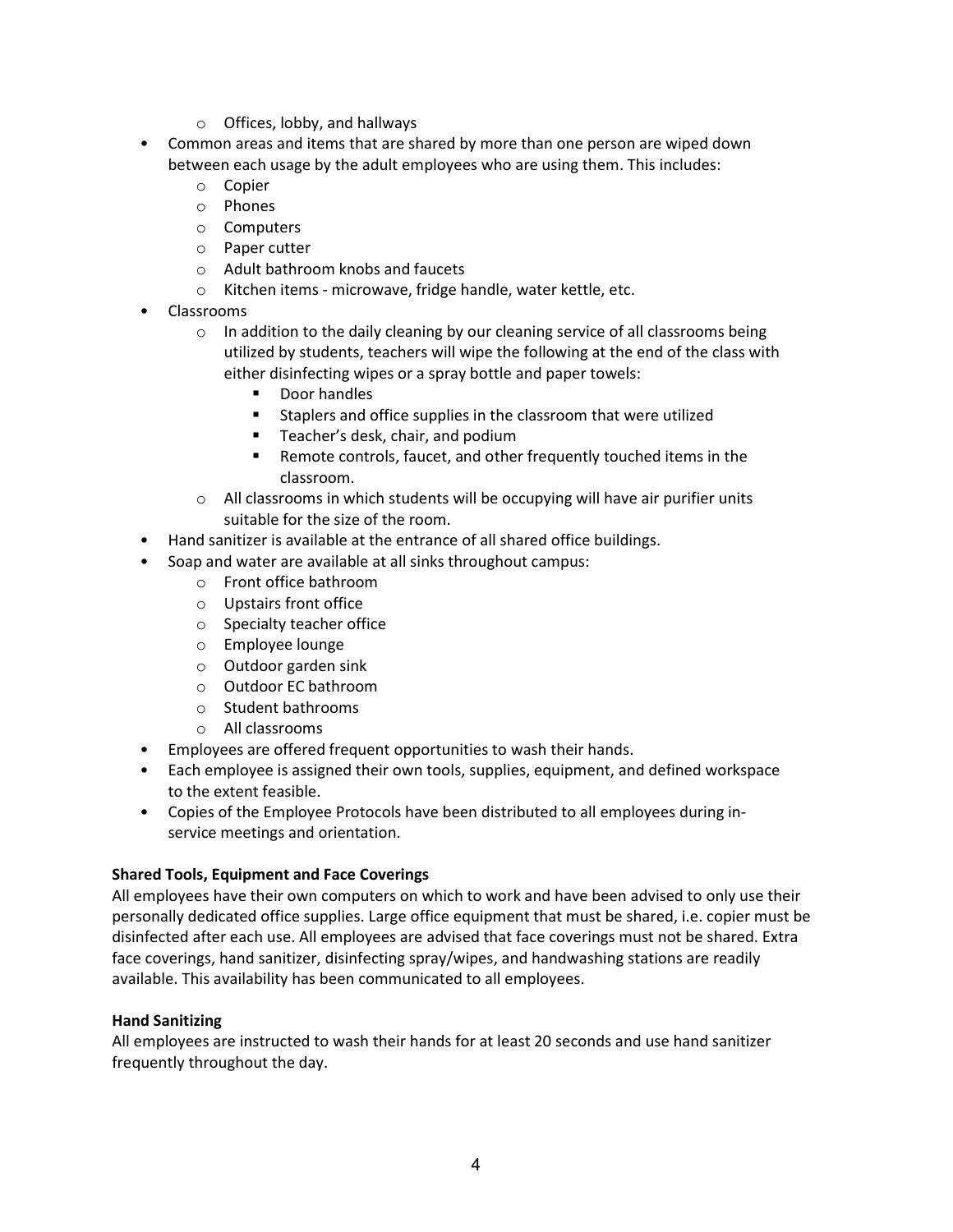- Offices, lobby, and hallways
- Common areas and items that are shared by more than one person are wiped down between each usage by the adult employees who are using them. This includes:
  - Copier
  - Phones
  - Computers
  - Paper cutter
  - Adult bathroom knobs and faucets
  - Kitchen items - microwave, fridge handle, water kettle, etc.
- Classrooms
  - In addition to the daily cleaning by our cleaning service of all classrooms being utilized by students, teachers will wipe the following at the end of the class with either disinfecting wipes or a spray bottle and paper towels:
    - Door handles
    - Staplers and office supplies in the classroom that were utilized
    - Teacher's desk, chair, and podium
    - Remote controls, faucet, and other frequently touched items in the classroom.
  - All classrooms in which students will be occupying will have air purifier units suitable for the size of the room.
- Hand sanitizer is available at the entrance of all shared office buildings.
- Soap and water are available at all sinks throughout campus:
  - Front office bathroom
  - Upstairs front office
  - Specialty teacher office
  - Employee lounge
  - Outdoor garden sink
  - Outdoor EC bathroom
  - Student bathrooms
  - All classrooms
- Employees are offered frequent opportunities to wash their hands.
- Each employee is assigned their own tools, supplies, equipment, and defined workspace to the extent feasible.
- Copies of the Employee Protocols have been distributed to all employees during in-service meetings and orientation.

**Shared Tools, Equipment and Face Coverings**

All employees have their own computers on which to work and have been advised to only use their personally dedicated office supplies. Large office equipment that must be shared, i.e. copier must be disinfected after each use. All employees are advised that face coverings must not be shared. Extra face coverings, hand sanitizer, disinfecting spray/wipes, and handwashing stations are readily available. This availability has been communicated to all employees.

**Hand Sanitizing**

All employees are instructed to wash their hands for at least 20 seconds and use hand sanitizer frequently throughout the day.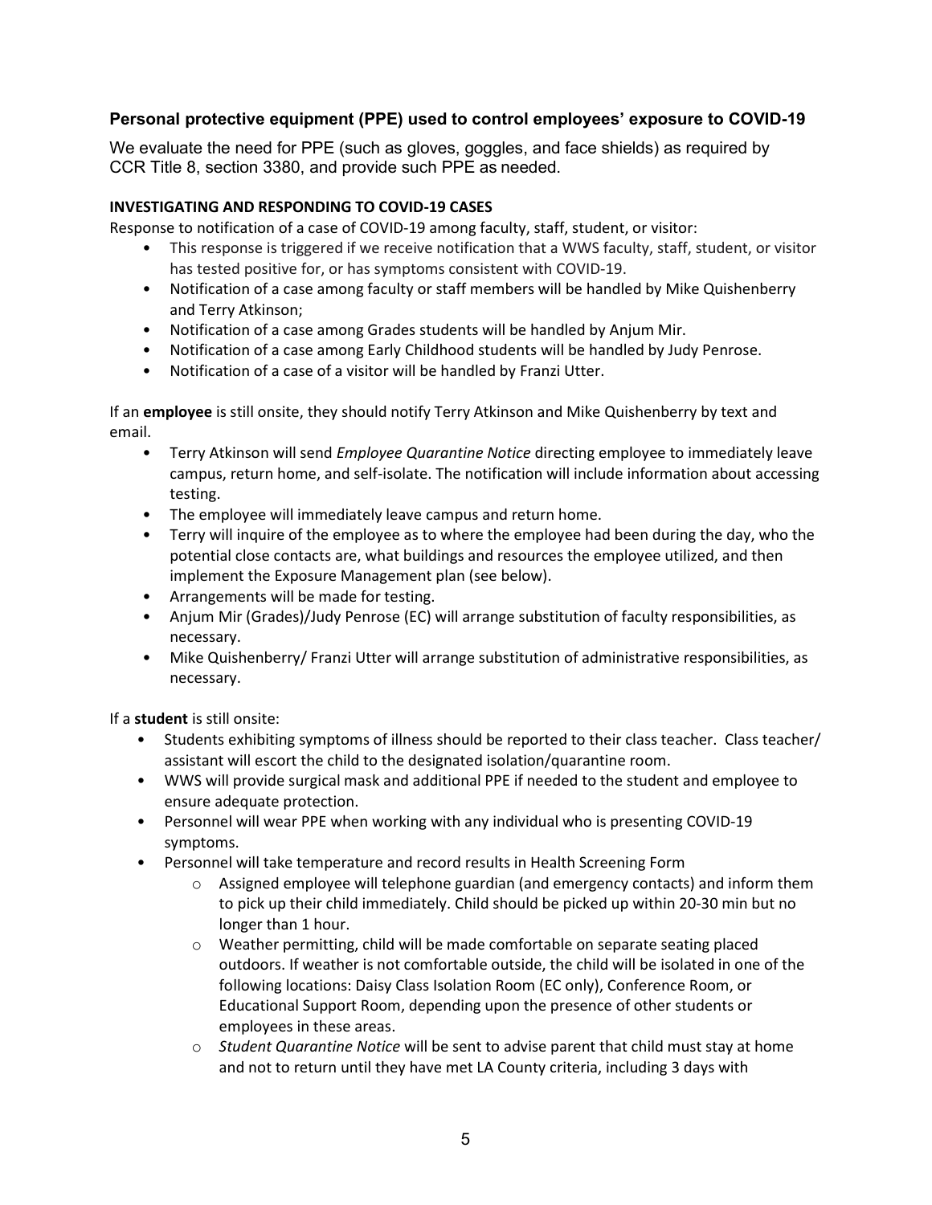### Personal protective equipment (PPE) used to control employees' exposure to COVID-19

We evaluate the need for PPE (such as gloves, goggles, and face shields) as required by CCR Title 8, section 3380, and provide such PPE as needed.

**INVESTIGATING AND RESPONDING TO COVID-19 CASES**

Response to notification of a case of COVID-19 among faculty, staff, student, or visitor:

- This response is triggered if we receive notification that a WWS faculty, staff, student, or visitor has tested positive for, or has symptoms consistent with COVID-19.
- Notification of a case among faculty or staff members will be handled by Mike Quishenberry and Terry Atkinson;
- Notification of a case among Grades students will be handled by Anjum Mir.
- Notification of a case among Early Childhood students will be handled by Judy Penrose.
- Notification of a case of a visitor will be handled by Franzi Utter.

If an **employee** is still onsite, they should notify Terry Atkinson and Mike Quishenberry by text and email.

- Terry Atkinson will send *Employee Quarantine Notice* directing employee to immediately leave campus, return home, and self-isolate. The notification will include information about accessing testing.
- The employee will immediately leave campus and return home.
- Terry will inquire of the employee as to where the employee had been during the day, who the potential close contacts are, what buildings and resources the employee utilized, and then implement the Exposure Management plan (see below).
- Arrangements will be made for testing.
- Anjum Mir (Grades)/Judy Penrose (EC) will arrange substitution of faculty responsibilities, as necessary.
- Mike Quishenberry/ Franzi Utter will arrange substitution of administrative responsibilities, as necessary.

If a **student** is still onsite:

- Students exhibiting symptoms of illness should be reported to their class teacher. Class teacher/ assistant will escort the child to the designated isolation/quarantine room.
- WWS will provide surgical mask and additional PPE if needed to the student and employee to ensure adequate protection.
- Personnel will wear PPE when working with any individual who is presenting COVID-19 symptoms.
- Personnel will take temperature and record results in Health Screening Form
  - Assigned employee will telephone guardian (and emergency contacts) and inform them to pick up their child immediately. Child should be picked up within 20-30 min but no longer than 1 hour.
  - Weather permitting, child will be made comfortable on separate seating placed outdoors. If weather is not comfortable outside, the child will be isolated in one of the following locations: Daisy Class Isolation Room (EC only), Conference Room, or Educational Support Room, depending upon the presence of other students or employees in these areas.
  - *Student Quarantine Notice* will be sent to advise parent that child must stay at home and not to return until they have met LA County criteria, including 3 days with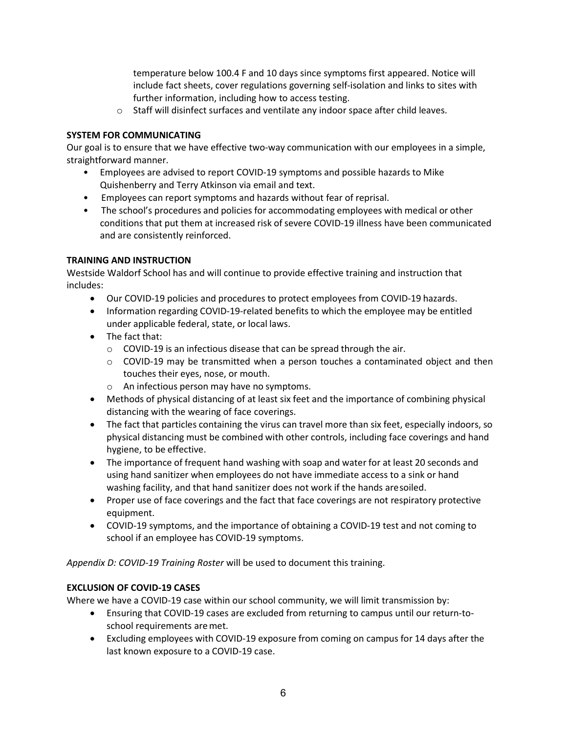temperature below 100.4 F and 10 days since symptoms first appeared. Notice will include fact sheets, cover regulations governing self-isolation and links to sites with further information, including how to access testing.

  - Staff will disinfect surfaces and ventilate any indoor space after child leaves.

**SYSTEM FOR COMMUNICATING**

Our goal is to ensure that we have effective two-way communication with our employees in a simple, straightforward manner.

- Employees are advised to report COVID-19 symptoms and possible hazards to Mike Quishenberry and Terry Atkinson via email and text.
- Employees can report symptoms and hazards without fear of reprisal.
- The school's procedures and policies for accommodating employees with medical or other conditions that put them at increased risk of severe COVID-19 illness have been communicated and are consistently reinforced.

**TRAINING AND INSTRUCTION**

Westside Waldorf School has and will continue to provide effective training and instruction that includes:

- Our COVID-19 policies and procedures to protect employees from COVID-19 hazards.
- Information regarding COVID-19-related benefits to which the employee may be entitled under applicable federal, state, or local laws.
- The fact that:
  - COVID-19 is an infectious disease that can be spread through the air.
  - COVID-19 may be transmitted when a person touches a contaminated object and then touches their eyes, nose, or mouth.
  - An infectious person may have no symptoms.
- Methods of physical distancing of at least six feet and the importance of combining physical distancing with the wearing of face coverings.
- The fact that particles containing the virus can travel more than six feet, especially indoors, so physical distancing must be combined with other controls, including face coverings and hand hygiene, to be effective.
- The importance of frequent hand washing with soap and water for at least 20 seconds and using hand sanitizer when employees do not have immediate access to a sink or hand washing facility, and that hand sanitizer does not work if the hands aresoiled.
- Proper use of face coverings and the fact that face coverings are not respiratory protective equipment.
- COVID-19 symptoms, and the importance of obtaining a COVID-19 test and not coming to school if an employee has COVID-19 symptoms.

*Appendix D: COVID-19 Training Roster* will be used to document this training.

**EXCLUSION OF COVID-19 CASES**

Where we have a COVID-19 case within our school community, we will limit transmission by:

- Ensuring that COVID-19 cases are excluded from returning to campus until our return-to-school requirements are met.
- Excluding employees with COVID-19 exposure from coming on campus for 14 days after the last known exposure to a COVID-19 case.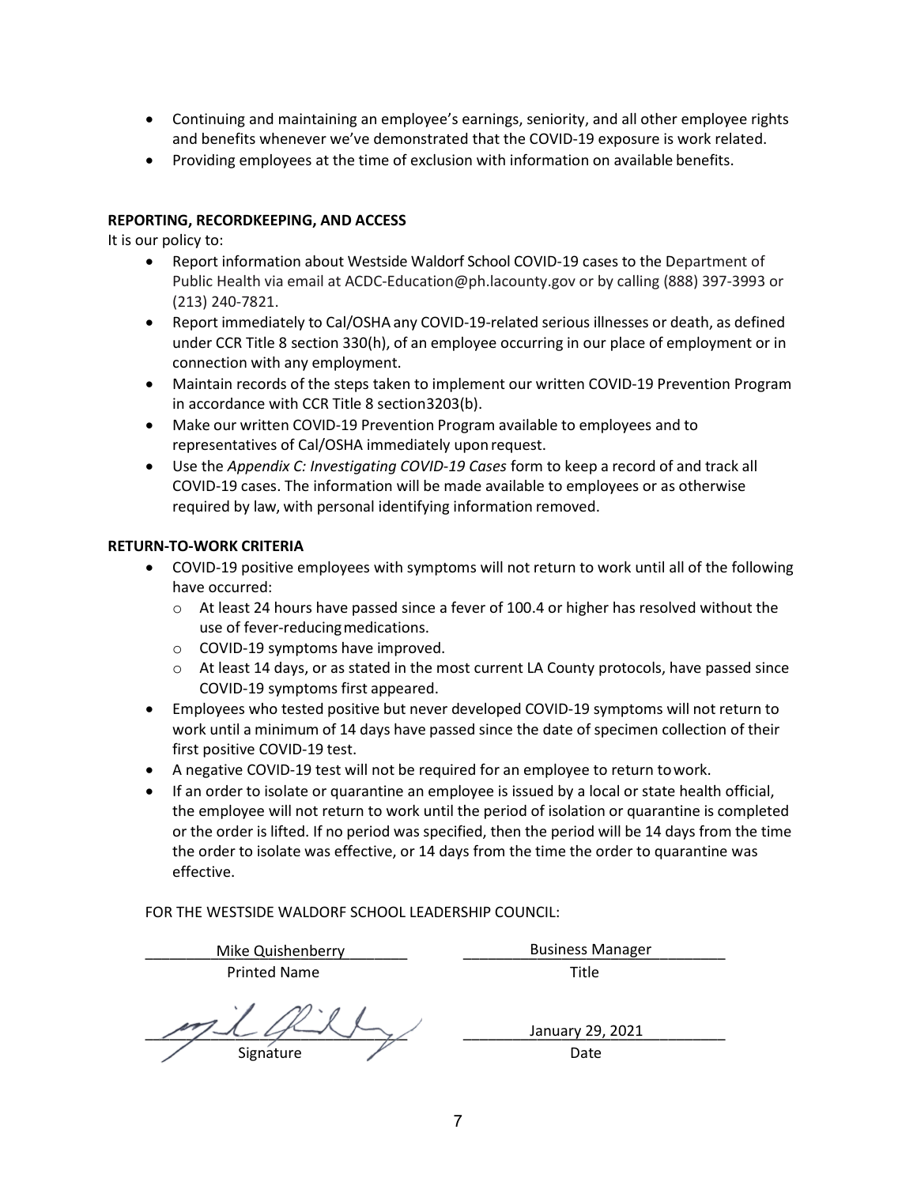- Continuing and maintaining an employee's earnings, seniority, and all other employee rights and benefits whenever we've demonstrated that the COVID-19 exposure is work related.
- Providing employees at the time of exclusion with information on available benefits.

**REPORTING, RECORDKEEPING, AND ACCESS**

It is our policy to:

- Report information about Westside Waldorf School COVID-19 cases to the Department of Public Health via email at ACDC-Education@ph.lacounty.gov or by calling (888) 397-3993 or (213) 240-7821.
- Report immediately to Cal/OSHA any COVID-19-related serious illnesses or death, as defined under CCR Title 8 section 330(h), of an employee occurring in our place of employment or in connection with any employment.
- Maintain records of the steps taken to implement our written COVID-19 Prevention Program in accordance with CCR Title 8 section3203(b).
- Make our written COVID-19 Prevention Program available to employees and to representatives of Cal/OSHA immediately upon request.
- Use the *Appendix C: Investigating COVID-19 Cases* form to keep a record of and track all COVID-19 cases. The information will be made available to employees or as otherwise required by law, with personal identifying information removed.

**RETURN-TO-WORK CRITERIA**

- COVID-19 positive employees with symptoms will not return to work until all of the following have occurred:
  - At least 24 hours have passed since a fever of 100.4 or higher has resolved without the use of fever-reducing medications.
  - COVID-19 symptoms have improved.
  - At least 14 days, or as stated in the most current LA County protocols, have passed since COVID-19 symptoms first appeared.
- Employees who tested positive but never developed COVID-19 symptoms will not return to work until a minimum of 14 days have passed since the date of specimen collection of their first positive COVID-19 test.
- A negative COVID-19 test will not be required for an employee to return to work.
- If an order to isolate or quarantine an employee is issued by a local or state health official, the employee will not return to work until the period of isolation or quarantine is completed or the order is lifted. If no period was specified, then the period will be 14 days from the time the order to isolate was effective, or 14 days from the time the order to quarantine was effective.

FOR THE WESTSIDE WALDORF SCHOOL LEADERSHIP COUNCIL:

| Mike Quishenberry | Business Manager |
|---|---|
| Printed Name | Title |
| [signature] | January 29, 2021 |
| Signature | Date |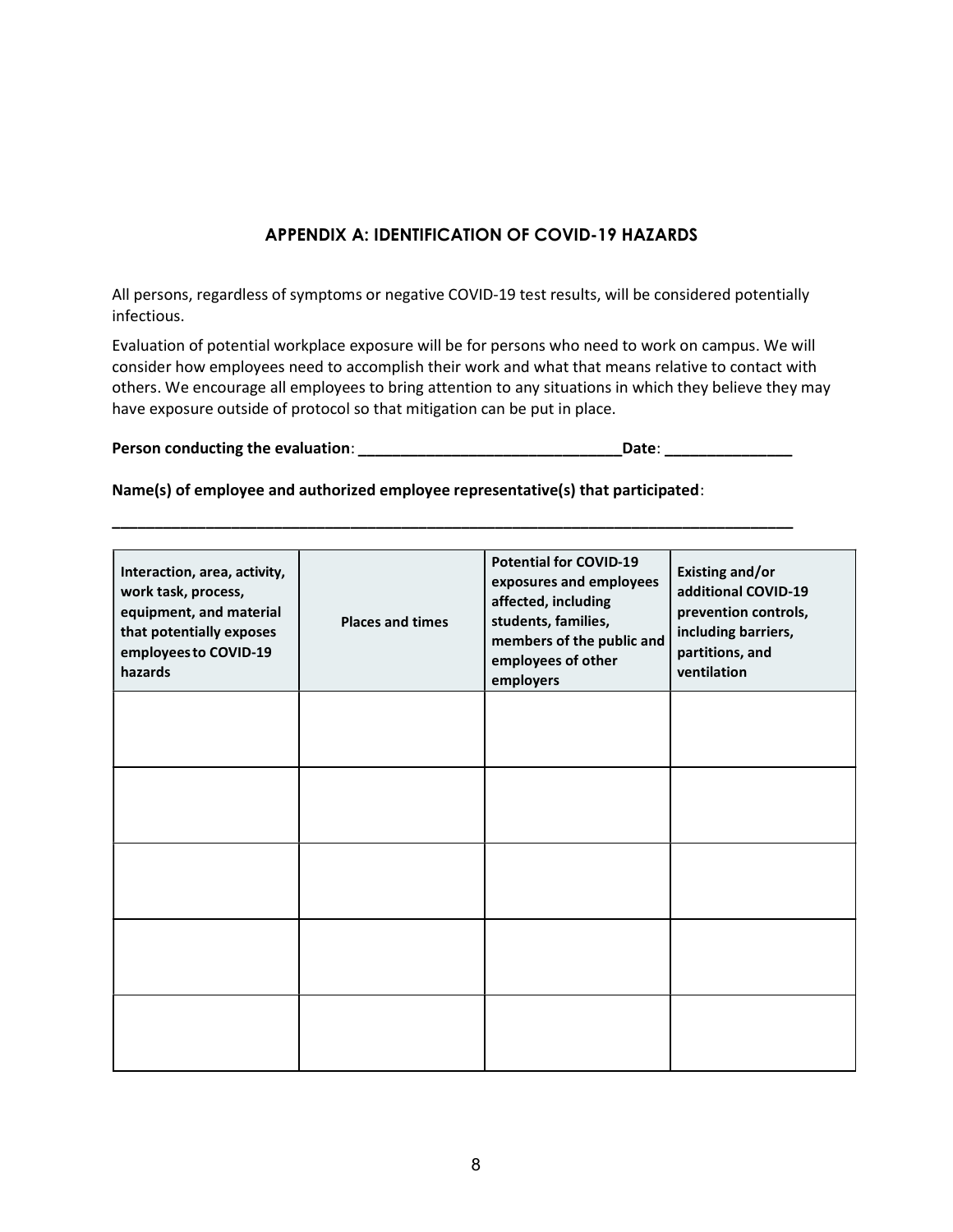## APPENDIX A: IDENTIFICATION OF COVID-19 HAZARDS

All persons, regardless of symptoms or negative COVID-19 test results, will be considered potentially infectious.

Evaluation of potential workplace exposure will be for persons who need to work on campus. We will consider how employees need to accomplish their work and what that means relative to contact with others. We encourage all employees to bring attention to any situations in which they believe they may have exposure outside of protocol so that mitigation can be put in place.

**Person conducting the evaluation**: ______________________________**Date**: _______________

**Name(s) of employee and authorized employee representative(s) that participated**:

_________________________________________________________________________________

| Interaction, area, activity, work task, process, equipment, and material that potentially exposes employees to COVID-19 hazards | Places and times | Potential for COVID-19 exposures and employees affected, including students, families, members of the public and employees of other employers | Existing and/or additional COVID-19 prevention controls, including barriers, partitions, and ventilation |
|---|---|---|---|
| | | | |
| | | | |
| | | | |
| | | | |
| | | | |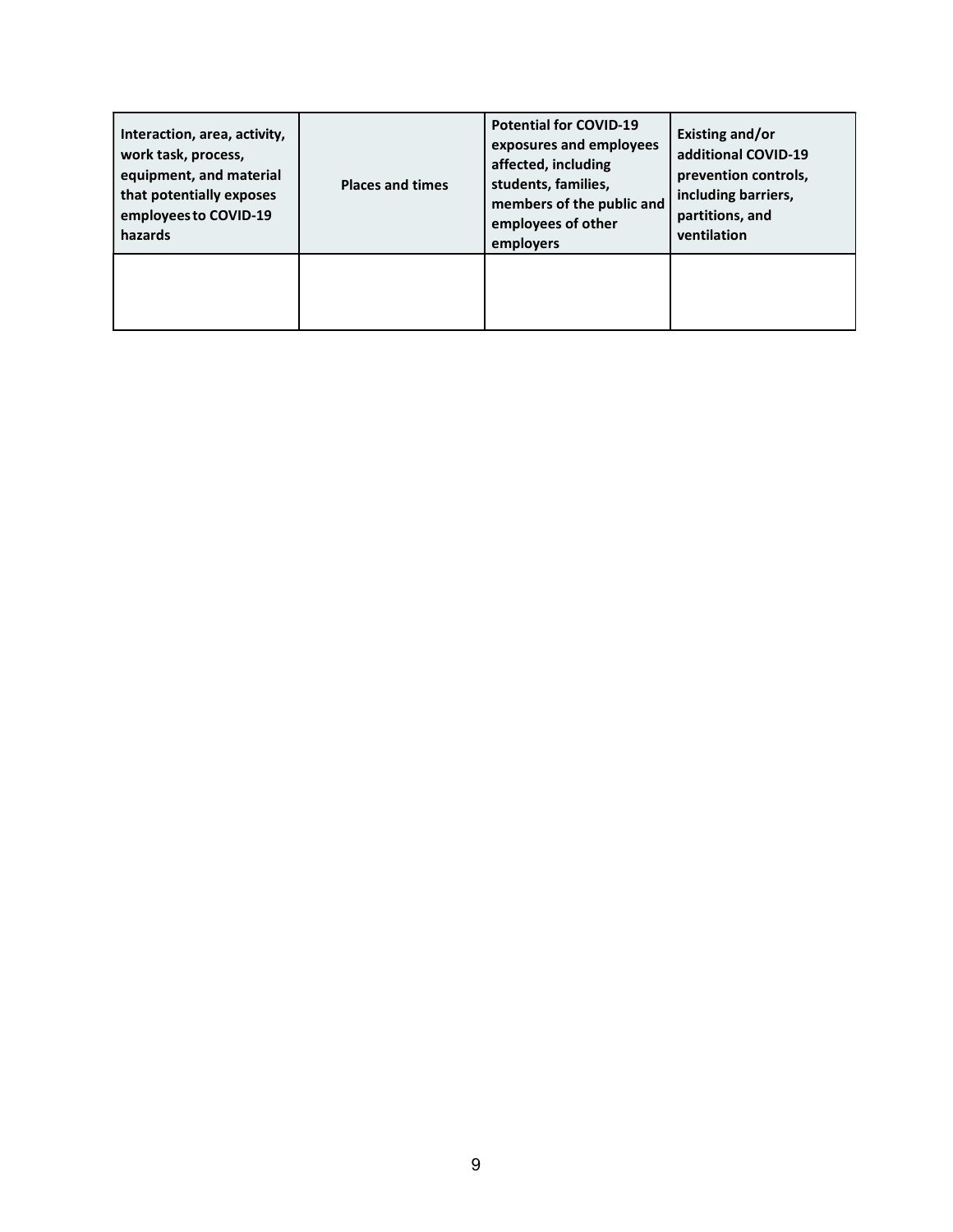| Interaction, area, activity, work task, process, equipment, and material that potentially exposes employees to COVID-19 hazards | Places and times | Potential for COVID-19 exposures and employees affected, including students, families, members of the public and employees of other employers | Existing and/or additional COVID-19 prevention controls, including barriers, partitions, and ventilation |
| --- | --- | --- | --- |
| | | | |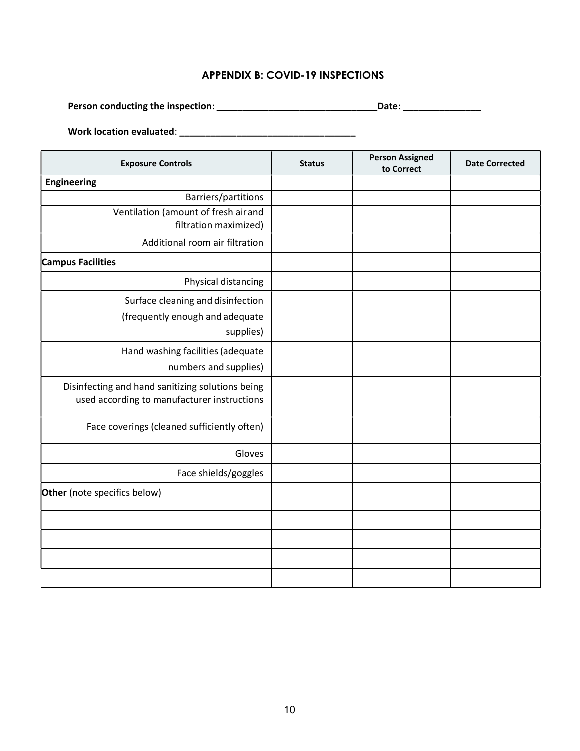## APPENDIX B: COVID-19 INSPECTIONS

**Person conducting the inspection**: ______________________________**Date**: ______________

**Work location evaluated**: _________________________________

| Exposure Controls | Status | Person Assigned to Correct | Date Corrected |
|---|---|---|---|
| **Engineering** | | | |
| Barriers/partitions | | | |
| Ventilation (amount of fresh air and filtration maximized) | | | |
| Additional room air filtration | | | |
| **Campus Facilities** | | | |
| Physical distancing | | | |
| Surface cleaning and disinfection (frequently enough and adequate supplies) | | | |
| Hand washing facilities (adequate numbers and supplies) | | | |
| Disinfecting and hand sanitizing solutions being used according to manufacturer instructions | | | |
| Face coverings (cleaned sufficiently often) | | | |
| Gloves | | | |
| Face shields/goggles | | | |
| **Other** (note specifics below) | | | |
| | | | |
| | | | |
| | | | |
| | | | |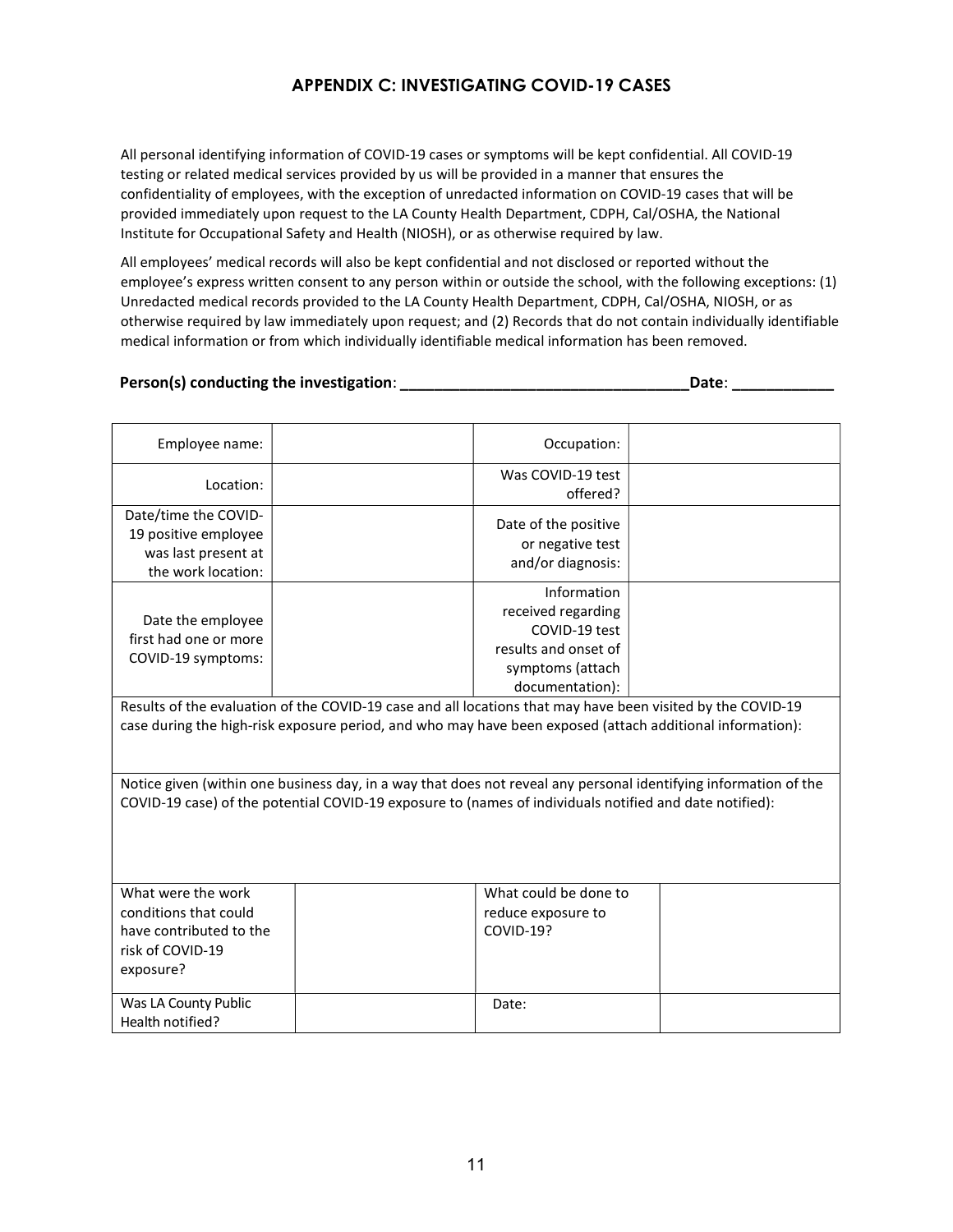## APPENDIX C: INVESTIGATING COVID-19 CASES

All personal identifying information of COVID-19 cases or symptoms will be kept confidential. All COVID-19 testing or related medical services provided by us will be provided in a manner that ensures the confidentiality of employees, with the exception of unredacted information on COVID-19 cases that will be provided immediately upon request to the LA County Health Department, CDPH, Cal/OSHA, the National Institute for Occupational Safety and Health (NIOSH), or as otherwise required by law.

All employees' medical records will also be kept confidential and not disclosed or reported without the employee's express written consent to any person within or outside the school, with the following exceptions: (1) Unredacted medical records provided to the LA County Health Department, CDPH, Cal/OSHA, NIOSH, or as otherwise required by law immediately upon request; and (2) Records that do not contain individually identifiable medical information or from which individually identifiable medical information has been removed.

**Person(s) conducting the investigation**: ________________________________ **Date**: ___________

| Employee name: | | Occupation: | |
|---|---|---|---|
| Location: | | Was COVID-19 test offered? | |
| Date/time the COVID-19 positive employee was last present at the work location: | | Date of the positive or negative test and/or diagnosis: | |
| Date the employee first had one or more COVID-19 symptoms: | | Information received regarding COVID-19 test results and onset of symptoms (attach documentation): | |
| Results of the evaluation of the COVID-19 case and all locations that may have been visited by the COVID-19 case during the high-risk exposure period, and who may have been exposed (attach additional information): | | | |
| Notice given (within one business day, in a way that does not reveal any personal identifying information of the COVID-19 case) of the potential COVID-19 exposure to (names of individuals notified and date notified): | | | |
| What were the work conditions that could have contributed to the risk of COVID-19 exposure? | | What could be done to reduce exposure to COVID-19? | |
| Was LA County Public Health notified? | | Date: | |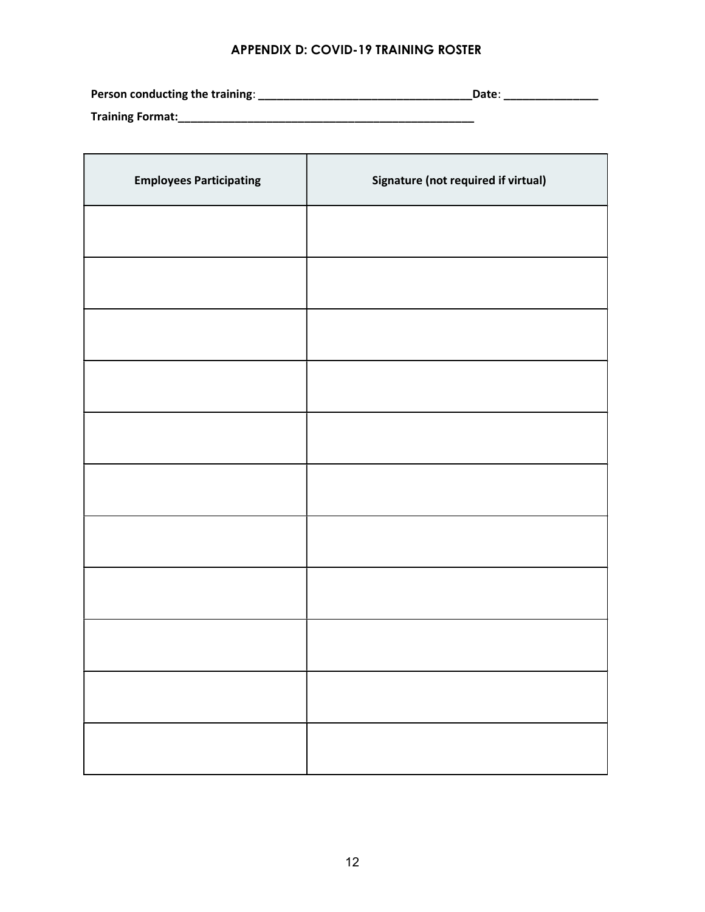## APPENDIX D: COVID-19 TRAINING ROSTER

**Person conducting the training**: ________________________________**Date**: ______________

**Training Format:**______________________________________________

| Employees Participating | Signature (not required if virtual) |
| --- | --- |
| | |
| | |
| | |
| | |
| | |
| | |
| | |
| | |
| | |
| | |
| | |